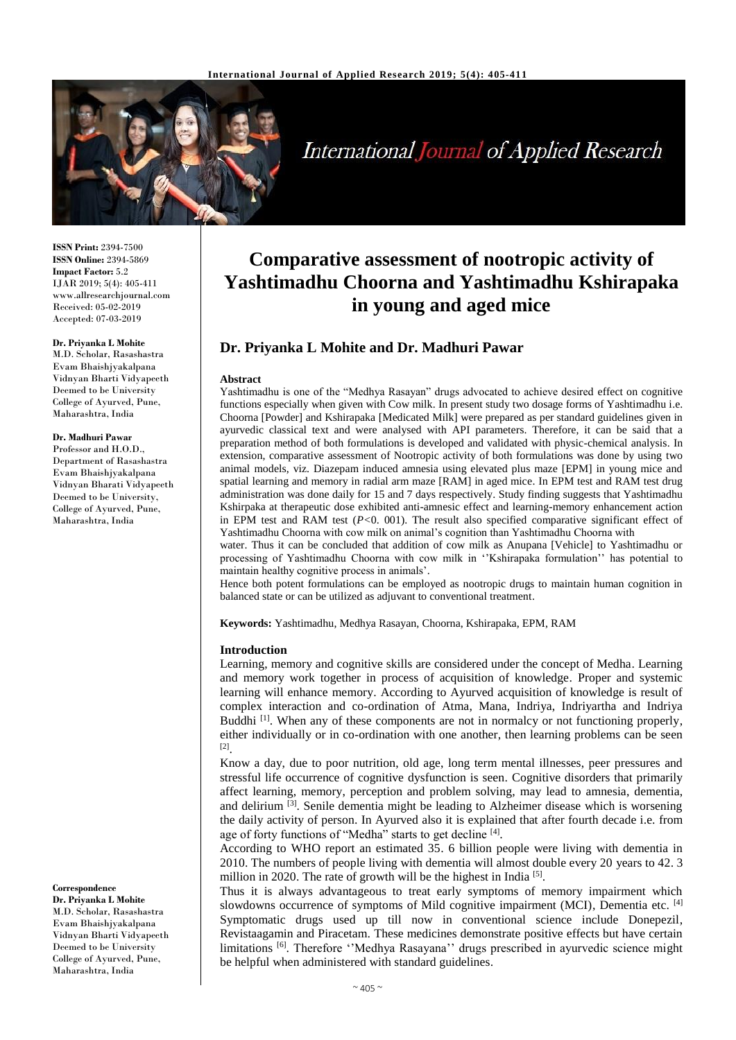**ISSN Print:** 2394-7500
**ISSN Online:** 2394-5869
**Impact Factor:** 5.2
IJAR 2019; 5(4): 405-411
www.allresearchjournal.com
Received: 05-02-2019
Accepted: 07-03-2019

**Dr. Priyanka L Mohite**
M.D. Scholar, Rasashastra Evam Bhaishjyakalpana Vidnyan Bharti Vidyapeeth Deemed to be University College of Ayurved, Pune, Maharashtra, India

**Dr. Madhuri Pawar**
Professor and H.O.D., Department of Rasashastra Evam Bhaishjyakalpana Vidnyan Bharati Vidyapeeth Deemed to be University, College of Ayurved, Pune, Maharashtra, India

**Correspondence**
**Dr. Priyanka L Mohite**
M.D. Scholar, Rasashastra Evam Bhaishjyakalpana Vidnyan Bharti Vidyapeeth Deemed to be University College of Ayurved, Pune, Maharashtra, India

# Comparative assessment of nootropic activity of Yashtimadhu Choorna and Yashtimadhu Kshirapaka in young and aged mice

## Dr. Priyanka L Mohite and Dr. Madhuri Pawar

### Abstract

Yashtimadhu is one of the "Medhya Rasayan" drugs advocated to achieve desired effect on cognitive functions especially when given with Cow milk. In present study two dosage forms of Yashtimadhu i.e. Choorna [Powder] and Kshirapaka [Medicated Milk] were prepared as per standard guidelines given in ayurvedic classical text and were analysed with API parameters. Therefore, it can be said that a preparation method of both formulations is developed and validated with physic-chemical analysis. In extension, comparative assessment of Nootropic activity of both formulations was done by using two animal models, viz. Diazepam induced amnesia using elevated plus maze [EPM] in young mice and spatial learning and memory in radial arm maze [RAM] in aged mice. In EPM test and RAM test drug administration was done daily for 15 and 7 days respectively. Study finding suggests that Yashtimadhu Kshirpaka at therapeutic dose exhibited anti-amnesic effect and learning-memory enhancement action in EPM test and RAM test ($P<0.001$). The result also specified comparative significant effect of Yashtimadhu Choorna with cow milk on animal's cognition than Yashtimadhu Choorna with water. Thus it can be concluded that addition of cow milk as Anupana [Vehicle] to Yashtimadhu or processing of Yashtimadhu Choorna with cow milk in ''Kshirapaka formulation'' has potential to maintain healthy cognitive process in animals'.

Hence both potent formulations can be employed as nootropic drugs to maintain human cognition in balanced state or can be utilized as adjuvant to conventional treatment.

**Keywords:** Yashtimadhu, Medhya Rasayan, Choorna, Kshirapaka, EPM, RAM

### Introduction

Learning, memory and cognitive skills are considered under the concept of Medha. Learning and memory work together in process of acquisition of knowledge. Proper and systemic learning will enhance memory. According to Ayurved acquisition of knowledge is result of complex interaction and co-ordination of Atma, Mana, Indriya, Indriyartha and Indriya Buddhi [1]. When any of these components are not in normalcy or not functioning properly, either individually or in co-ordination with one another, then learning problems can be seen [2].

Know a day, due to poor nutrition, old age, long term mental illnesses, peer pressures and stressful life occurrence of cognitive dysfunction is seen. Cognitive disorders that primarily affect learning, memory, perception and problem solving, may lead to amnesia, dementia, and delirium [3]. Senile dementia might be leading to Alzheimer disease which is worsening the daily activity of person. In Ayurved also it is explained that after fourth decade i.e. from age of forty functions of "Medha" starts to get decline [4].

According to WHO report an estimated 35. 6 billion people were living with dementia in 2010. The numbers of people living with dementia will almost double every 20 years to 42. 3 million in 2020. The rate of growth will be the highest in India [5].

Thus it is always advantageous to treat early symptoms of memory impairment which slowdowns occurrence of symptoms of Mild cognitive impairment (MCI), Dementia etc. [4] Symptomatic drugs used up till now in conventional science include Donepezil, Revistaagamin and Piracetam. These medicines demonstrate positive effects but have certain limitations [6]. Therefore ''Medhya Rasayana'' drugs prescribed in ayurvedic science might be helpful when administered with standard guidelines.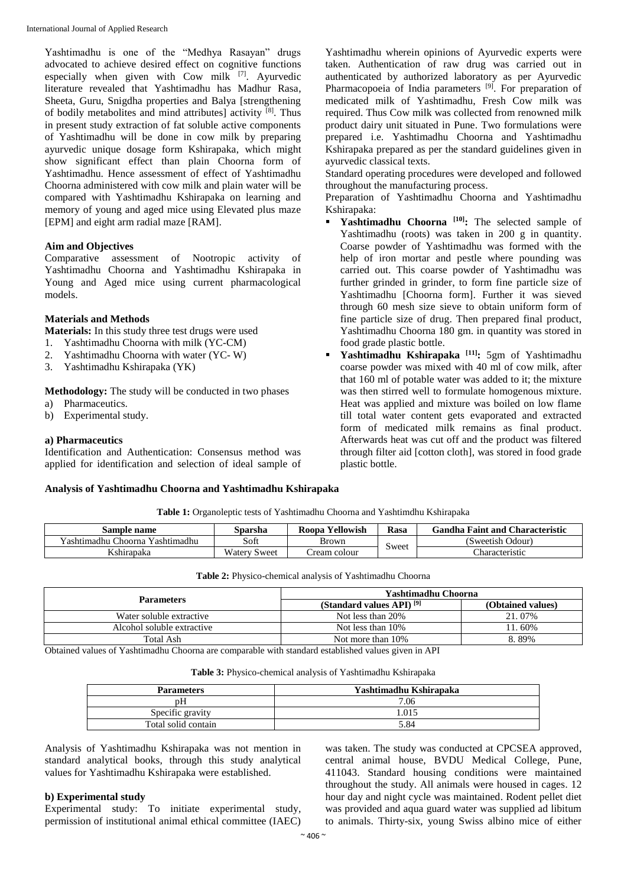Yashtimadhu is one of the "Medhya Rasayan" drugs advocated to achieve desired effect on cognitive functions especially when given with Cow milk [7]. Ayurvedic literature revealed that Yashtimadhu has Madhur Rasa, Sheeta, Guru, Snigdha properties and Balya [strengthening of bodily metabolites and mind attributes] activity [8]. Thus in present study extraction of fat soluble active components of Yashtimadhu will be done in cow milk by preparing ayurvedic unique dosage form Kshirapaka, which might show significant effect than plain Choorna form of Yashtimadhu. Hence assessment of effect of Yashtimadhu Choorna administered with cow milk and plain water will be compared with Yashtimadhu Kshirapaka on learning and memory of young and aged mice using Elevated plus maze [EPM] and eight arm radial maze [RAM].

### Aim and Objectives

Comparative assessment of Nootropic activity of Yashtimadhu Choorna and Yashtimadhu Kshirapaka in Young and Aged mice using current pharmacological models.

### Materials and Methods

**Materials:** In this study three test drugs were used

1. Yashtimadhu Choorna with milk (YC-CM)
2. Yashtimadhu Choorna with water (YC- W)
3. Yashtimadhu Kshirapaka (YK)

**Methodology:** The study will be conducted in two phases

a) Pharmaceutics.
b) Experimental study.

#### a) Pharmaceutics

Identification and Authentication: Consensus method was applied for identification and selection of ideal sample of Yashtimadhu wherein opinions of Ayurvedic experts were taken. Authentication of raw drug was carried out in authenticated by authorized laboratory as per Ayurvedic Pharmacopoeia of India parameters [9]. For preparation of medicated milk of Yashtimadhu, Fresh Cow milk was required. Thus Cow milk was collected from renowned milk product dairy unit situated in Pune. Two formulations were prepared i.e. Yashtimadhu Choorna and Yashtimadhu Kshirapaka prepared as per the standard guidelines given in ayurvedic classical texts.

Standard operating procedures were developed and followed throughout the manufacturing process.

Preparation of Yashtimadhu Choorna and Yashtimadhu Kshirapaka:

- **Yashtimadhu Choorna [10]:** The selected sample of Yashtimadhu (roots) was taken in 200 g in quantity. Coarse powder of Yashtimadhu was formed with the help of iron mortar and pestle where pounding was carried out. This coarse powder of Yashtimadhu was further grinded in grinder, to form fine particle size of Yashtimadhu [Choorna form]. Further it was sieved through 60 mesh size sieve to obtain uniform form of fine particle size of drug. Then prepared final product, Yashtimadhu Choorna 180 gm. in quantity was stored in food grade plastic bottle.
- **Yashtimadhu Kshirapaka [11]:** 5gm of Yashtimadhu coarse powder was mixed with 40 ml of cow milk, after that 160 ml of potable water was added to it; the mixture was then stirred well to formulate homogenous mixture. Heat was applied and mixture was boiled on low flame till total water content gets evaporated and extracted form of medicated milk remains as final product. Afterwards heat was cut off and the product was filtered through filter aid [cotton cloth], was stored in food grade plastic bottle.

**Analysis of Yashtimadhu Choorna and Yashtimadhu Kshirapaka**

**Table 1:** Organoleptic tests of Yashtimadhu Choorna and Yashtimdhu Kshirapaka

| Sample name | Sparsha | Roopa Yellowish | Rasa | Gandha Faint and Characteristic |
|---|---|---|---|---|
| Yashtimadhu Choorna Yashtimadhu | Soft | Brown | Sweet | (Sweetish Odour) |
| Kshirapaka | Watery Sweet | Cream colour | | Characteristic |

**Table 2:** Physico-chemical analysis of Yashtimadhu Choorna

| Parameters | Yashtimadhu Choorna | |
|---|---|---|
| | (Standard values API) [9] | (Obtained values) |
| Water soluble extractive | Not less than 20% | 21. 07% |
| Alcohol soluble extractive | Not less than 10% | 11. 60% |
| Total Ash | Not more than 10% | 8. 89% |

Obtained values of Yashtimadhu Choorna are comparable with standard established values given in API

**Table 3:** Physico-chemical analysis of Yashtimadhu Kshirapaka

| Parameters | Yashtimadhu Kshirapaka |
|---|---|
| pH | 7.06 |
| Specific gravity | 1.015 |
| Total solid contain | 5.84 |

Analysis of Yashtimadhu Kshirapaka was not mention in standard analytical books, through this study analytical values for Yashtimadhu Kshirapaka were established.

#### b) Experimental study

Experimental study: To initiate experimental study, permission of institutional animal ethical committee (IAEC) was taken. The study was conducted at CPCSEA approved, central animal house, BVDU Medical College, Pune, 411043. Standard housing conditions were maintained throughout the study. All animals were housed in cages. 12 hour day and night cycle was maintained. Rodent pellet diet was provided and aqua guard water was supplied ad libitum to animals. Thirty-six, young Swiss albino mice of either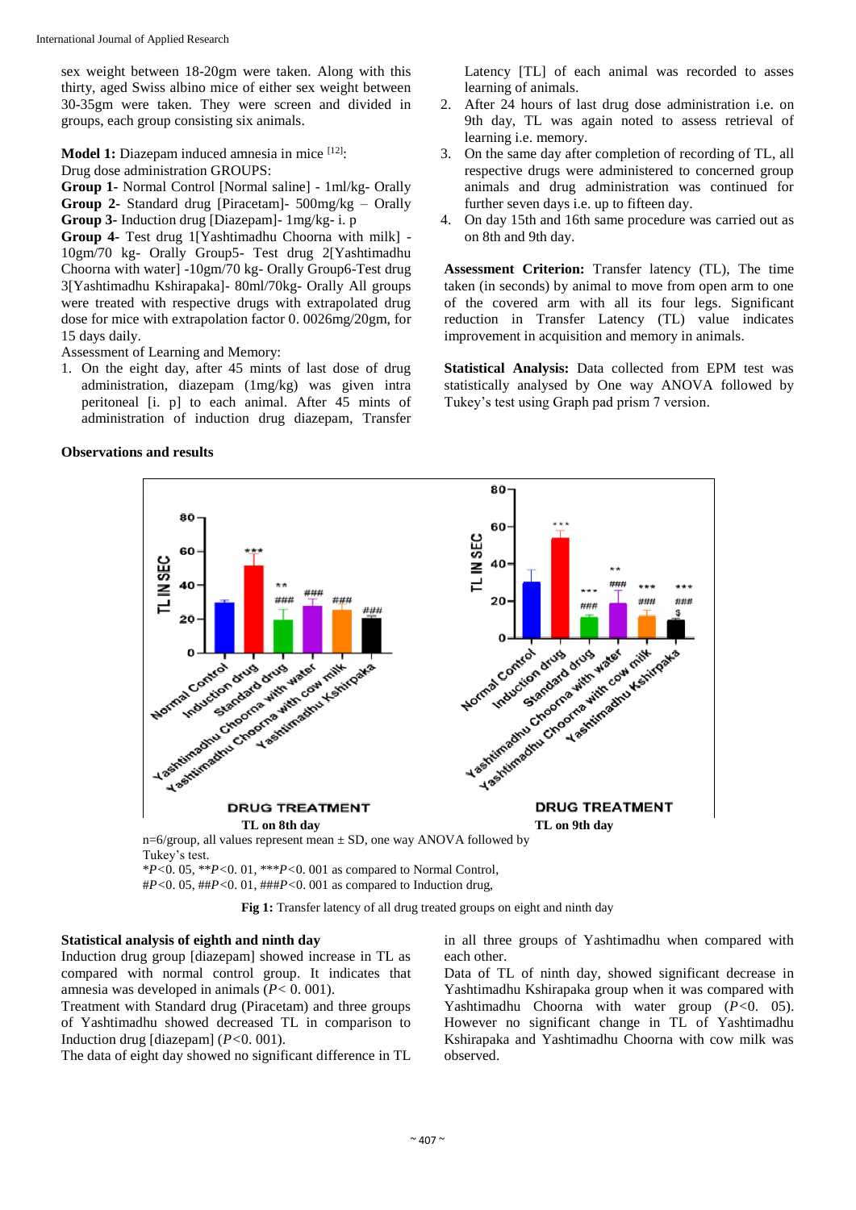sex weight between 18-20gm were taken. Along with this thirty, aged Swiss albino mice of either sex weight between 30-35gm were taken. They were screen and divided in groups, each group consisting six animals.

**Model 1:** Diazepam induced amnesia in mice [12]:

Drug dose administration GROUPS:

**Group 1-** Normal Control [Normal saline] - 1ml/kg- Orally
**Group 2-** Standard drug [Piracetam]- 500mg/kg – Orally
**Group 3-** Induction drug [Diazepam]- 1mg/kg- i. p
**Group 4-** Test drug 1[Yashtimadhu Choorna with milk] - 10gm/70 kg- Orally Group5- Test drug 2[Yashtimadhu Choorna with water] -10gm/70 kg- Orally Group6-Test drug 3[Yashtimadhu Kshirapaka]- 80ml/70kg- Orally All groups were treated with respective drugs with extrapolated drug dose for mice with extrapolation factor 0. 0026mg/20gm, for 15 days daily.

Assessment of Learning and Memory:

1. On the eight day, after 45 mints of last dose of drug administration, diazepam (1mg/kg) was given intra peritoneal [i. p] to each animal. After 45 mints of administration of induction drug diazepam, Transfer Latency [TL] of each animal was recorded to asses learning of animals.
2. After 24 hours of last drug dose administration i.e. on 9th day, TL was again noted to assess retrieval of learning i.e. memory.
3. On the same day after completion of recording of TL, all respective drugs were administered to concerned group animals and drug administration was continued for further seven days i.e. up to fifteen day.
4. On day 15th and 16th same procedure was carried out as on 8th and 9th day.

**Assessment Criterion:** Transfer latency (TL), The time taken (in seconds) by animal to move from open arm to one of the covered arm with all its four legs. Significant reduction in Transfer Latency (TL) value indicates improvement in acquisition and memory in animals.

**Statistical Analysis:** Data collected from EPM test was statistically analysed by One way ANOVA followed by Tukey's test using Graph pad prism 7 version.

**Observations and results**

TL IN SEC
Normal Control
Induction drug
Standard drug
Yashtimadhu Choorna with water
Yashtimadhu Choorna with cow milk
Yashtimadhu Kshirpaka
DRUG TREATMENT
**TL on 8th day**

TL IN SEC
Normal Control
Induction drug
Standard drug
Yashtimadhu Choorna with water
Yashtimadhu Choorna with cow milk
Yashtimadhu Kshirpaka
DRUG TREATMENT
**TL on 9th day**

n=6/group, all values represent mean ± SD, one way ANOVA followed by Tukey's test.
*$P<0.05$, **$P<0.01$, ***$P<0.001$ as compared to Normal Control,
#$P<0.05$, ##$P<0.01$, ###$P<0.001$ as compared to Induction drug,

**Fig 1:** Transfer latency of all drug treated groups on eight and ninth day

**Statistical analysis of eighth and ninth day**

Induction drug group [diazepam] showed increase in TL as compared with normal control group. It indicates that amnesia was developed in animals ($P<0.001$).

Treatment with Standard drug (Piracetam) and three groups of Yashtimadhu showed decreased TL in comparison to Induction drug [diazepam] ($P<0.001$).

The data of eight day showed no significant difference in TL in all three groups of Yashtimadhu when compared with each other.

Data of TL of ninth day, showed significant decrease in Yashtimadhu Kshirapaka group when it was compared with Yashtimadhu Choorna with water group ($P<0.05$). However no significant change in TL of Yashtimadhu Kshirapaka and Yashtimadhu Choorna with cow milk was observed.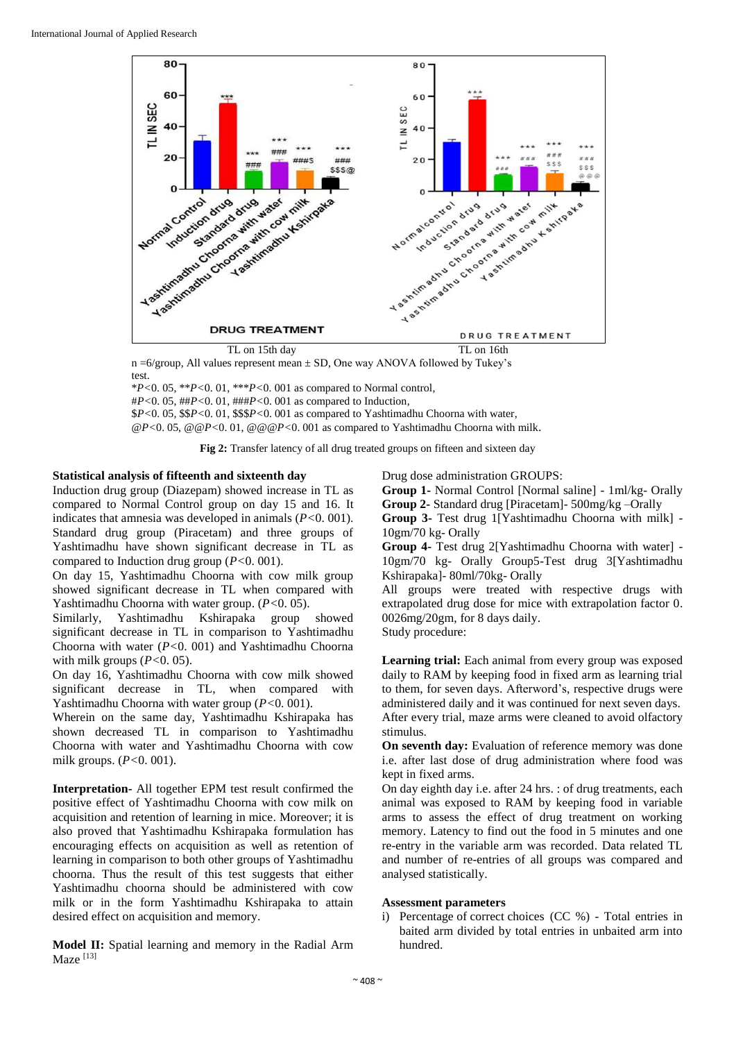TL IN SEC

80
60
40
20
0

***
***
###
***
###
***
###$
***
###
$$$@

Normal Control
Induction drug
Standard drug
Yashtimadhu Choorna with water
Yashtimadhu Choorna with cow milk
Yashtimadhu Kshirpaka

DRUG TREATMENT

TL on 15th day

TL IN SEC

80
60
40
20
0

***
***
###
***
###
***
###
$$$
***
###
$$$
@@@

Normalcontrol
Induction drug
Standard drug
Yashtimadhu Choorna with water
Yashtimadhu Choorna with cow milk
Yashtimadhu Kshirpaka

DRUG TREATMENT

TL on 16th

n =6/group, All values represent mean ± SD, One way ANOVA followed by Tukey's test.

*$P$<0. 05, **$P$<0. 01, ***$P$<0. 001 as compared to Normal control,

#$P$<0. 05, ##$P$<0. 01, ###$P$<0. 001 as compared to Induction,

$$P$<0. 05, $$$P$<0. 01, $$$$P$<0. 001 as compared to Yashtimadhu Choorna with water,

@$P$<0. 05, @@$P$<0. 01, @@@$P$<0. 001 as compared to Yashtimadhu Choorna with milk.

**Fig 2:** Transfer latency of all drug treated groups on fifteen and sixteen day

**Statistical analysis of fifteenth and sixteenth day**

Induction drug group (Diazepam) showed increase in TL as compared to Normal Control group on day 15 and 16. It indicates that amnesia was developed in animals ($P$<0. 001). Standard drug group (Piracetam) and three groups of Yashtimadhu have shown significant decrease in TL as compared to Induction drug group ($P$<0. 001).

On day 15, Yashtimadhu Choorna with cow milk group showed significant decrease in TL when compared with Yashtimadhu Choorna with water group. ($P$<0. 05).

Similarly, Yashtimadhu Kshirapaka group showed significant decrease in TL in comparison to Yashtimadhu Choorna with water ($P$<0. 001) and Yashtimadhu Choorna with milk groups ($P$<0. 05).

On day 16, Yashtimadhu Choorna with cow milk showed significant decrease in TL, when compared with Yashtimadhu Choorna with water group ($P$<0. 001).

Wherein on the same day, Yashtimadhu Kshirapaka has shown decreased TL in comparison to Yashtimadhu Choorna with water and Yashtimadhu Choorna with cow milk groups. ($P$<0. 001).

**Interpretation-** All together EPM test result confirmed the positive effect of Yashtimadhu Choorna with cow milk on acquisition and retention of learning in mice. Moreover; it is also proved that Yashtimadhu Kshirapaka formulation has encouraging effects on acquisition as well as retention of learning in comparison to both other groups of Yashtimadhu choorna. Thus the result of this test suggests that either Yashtimadhu choorna should be administered with cow milk or in the form Yashtimadhu Kshirapaka to attain desired effect on acquisition and memory.

**Model II:** Spatial learning and memory in the Radial Arm Maze [13]

Drug dose administration GROUPS:

**Group 1-** Normal Control [Normal saline] - 1ml/kg- Orally

**Group 2-** Standard drug [Piracetam]- 500mg/kg –Orally

**Group 3-** Test drug 1[Yashtimadhu Choorna with milk] - 10gm/70 kg- Orally

**Group 4-** Test drug 2[Yashtimadhu Choorna with water] - 10gm/70 kg- Orally Group5-Test drug 3[Yashtimadhu Kshirapaka]- 80ml/70kg- Orally

All groups were treated with respective drugs with extrapolated drug dose for mice with extrapolation factor 0. 0026mg/20gm, for 8 days daily.

Study procedure:

**Learning trial:** Each animal from every group was exposed daily to RAM by keeping food in fixed arm as learning trial to them, for seven days. Afterword's, respective drugs were administered daily and it was continued for next seven days. After every trial, maze arms were cleaned to avoid olfactory stimulus.

**On seventh day:** Evaluation of reference memory was done i.e. after last dose of drug administration where food was kept in fixed arms.

On day eighth day i.e. after 24 hrs. : of drug treatments, each animal was exposed to RAM by keeping food in variable arms to assess the effect of drug treatment on working memory. Latency to find out the food in 5 minutes and one re-entry in the variable arm was recorded. Data related TL and number of re-entries of all groups was compared and analysed statistically.

**Assessment parameters**

i) Percentage of correct choices (CC %) - Total entries in baited arm divided by total entries in unbaited arm into hundred.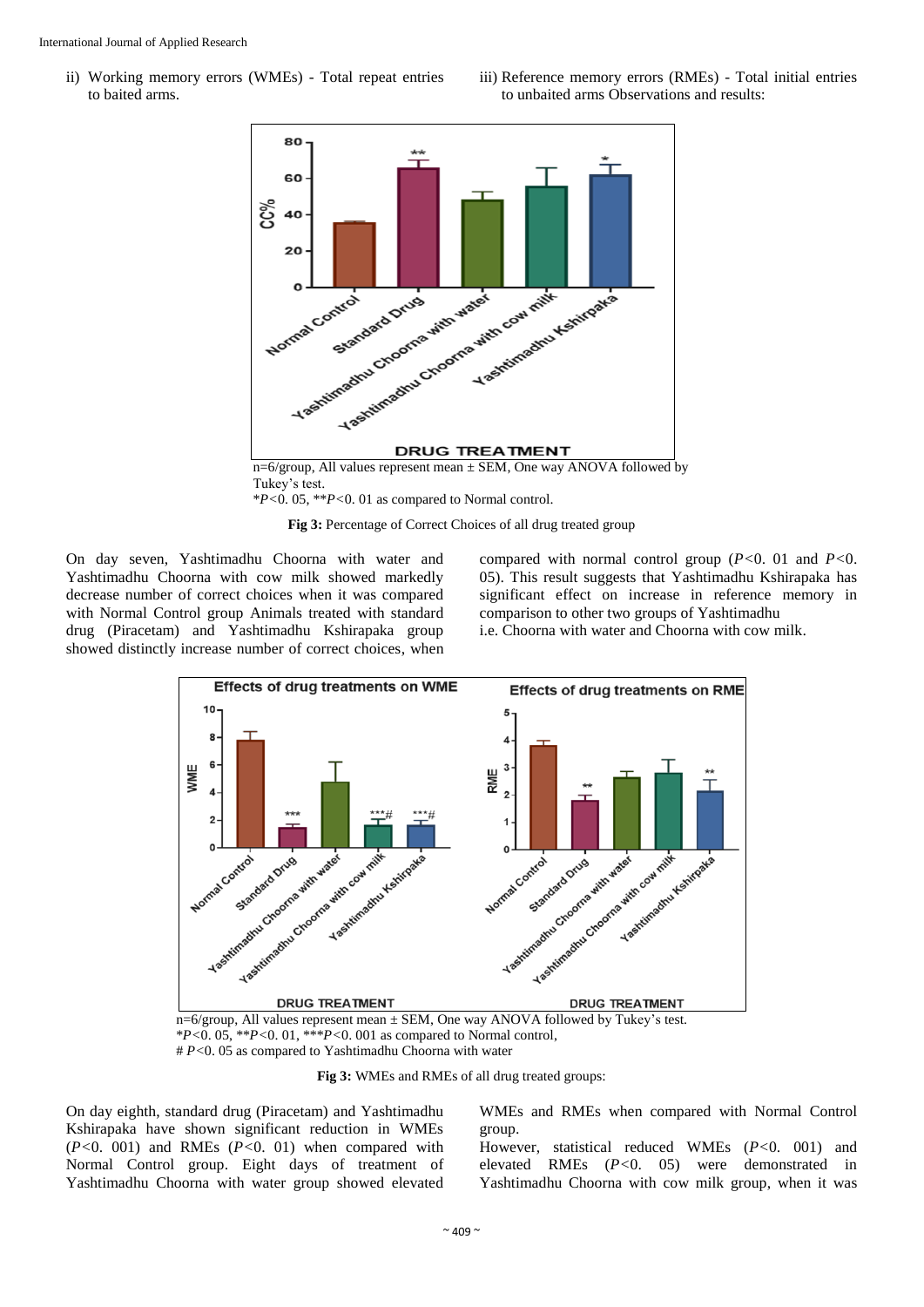ii) Working memory errors (WMEs) - Total repeat entries to baited arms.

iii) Reference memory errors (RMEs) - Total initial entries to unbaited arms Observations and results:

n=6/group, All values represent mean ± SEM, One way ANOVA followed by Tukey's test.
*$P<0.05$, **$P<0.01$ as compared to Normal control.

**Fig 3:** Percentage of Correct Choices of all drug treated group

On day seven, Yashtimadhu Choorna with water and Yashtimadhu Choorna with cow milk showed markedly decrease number of correct choices when it was compared with Normal Control group Animals treated with standard drug (Piracetam) and Yashtimadhu Kshirapaka group showed distinctly increase number of correct choices, when compared with normal control group ($P<0.01$ and $P<0.05$). This result suggests that Yashtimadhu Kshirapaka has significant effect on increase in reference memory in comparison to other two groups of Yashtimadhu i.e. Choorna with water and Choorna with cow milk.

n=6/group, All values represent mean ± SEM, One way ANOVA followed by Tukey's test.
*$P<0.05$, **$P<0.01$, ***$P<0.001$ as compared to Normal control,
# $P<0.05$ as compared to Yashtimadhu Choorna with water

**Fig 3:** WMEs and RMEs of all drug treated groups:

On day eighth, standard drug (Piracetam) and Yashtimadhu Kshirapaka have shown significant reduction in WMEs ($P<0.001$) and RMEs ($P<0.01$) when compared with Normal Control group. Eight days of treatment of Yashtimadhu Choorna with water group showed elevated WMEs and RMEs when compared with Normal Control group.

However, statistical reduced WMEs ($P<0.001$) and elevated RMEs ($P<0.05$) were demonstrated in Yashtimadhu Choorna with cow milk group, when it was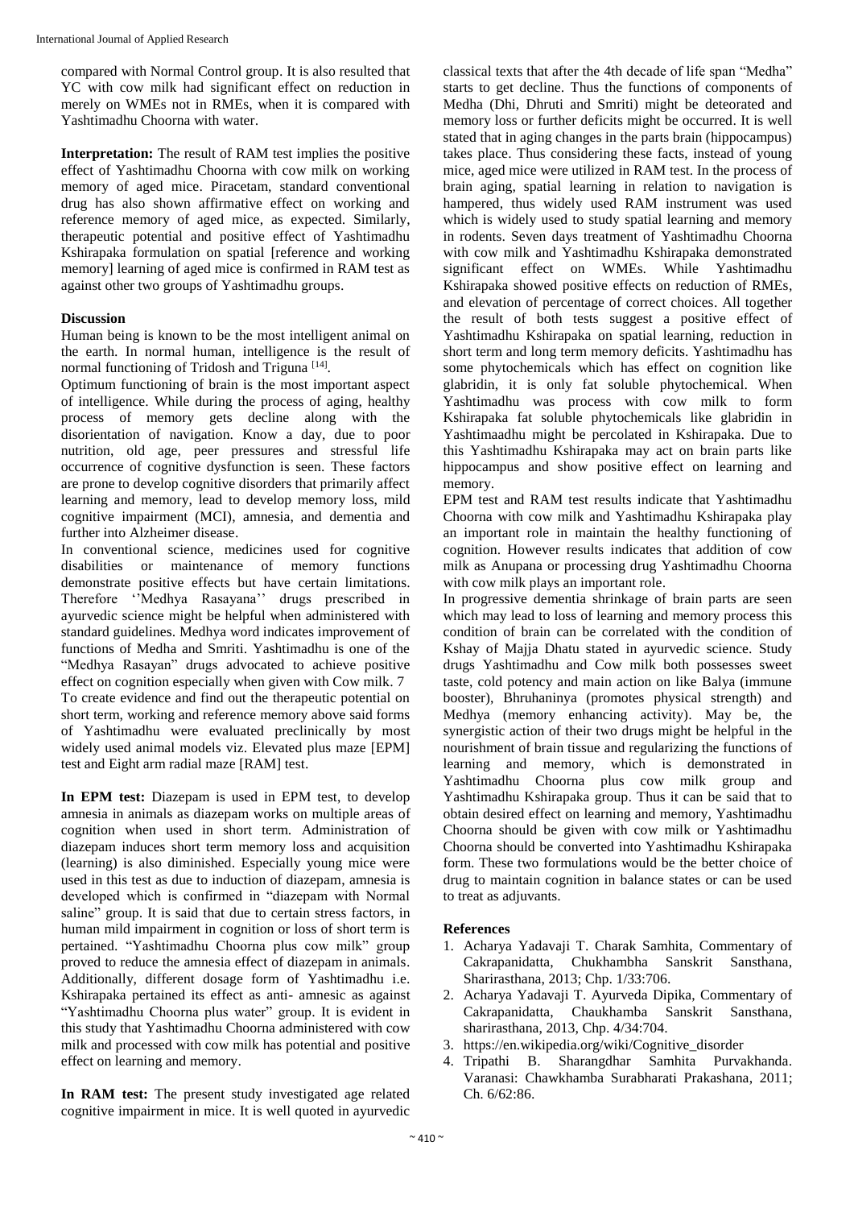compared with Normal Control group. It is also resulted that YC with cow milk had significant effect on reduction in merely on WMEs not in RMEs, when it is compared with Yashtimadhu Choorna with water.

**Interpretation:** The result of RAM test implies the positive effect of Yashtimadhu Choorna with cow milk on working memory of aged mice. Piracetam, standard conventional drug has also shown affirmative effect on working and reference memory of aged mice, as expected. Similarly, therapeutic potential and positive effect of Yashtimadhu Kshirapaka formulation on spatial [reference and working memory] learning of aged mice is confirmed in RAM test as against other two groups of Yashtimadhu groups.

## Discussion

Human being is known to be the most intelligent animal on the earth. In normal human, intelligence is the result of normal functioning of Tridosh and Triguna [14].

Optimum functioning of brain is the most important aspect of intelligence. While during the process of aging, healthy process of memory gets decline along with the disorientation of navigation. Know a day, due to poor nutrition, old age, peer pressures and stressful life occurrence of cognitive dysfunction is seen. These factors are prone to develop cognitive disorders that primarily affect learning and memory, lead to develop memory loss, mild cognitive impairment (MCI), amnesia, and dementia and further into Alzheimer disease.

In conventional science, medicines used for cognitive disabilities or maintenance of memory functions demonstrate positive effects but have certain limitations. Therefore ''Medhya Rasayana'' drugs prescribed in ayurvedic science might be helpful when administered with standard guidelines. Medhya word indicates improvement of functions of Medha and Smriti. Yashtimadhu is one of the "Medhya Rasayan" drugs advocated to achieve positive effect on cognition especially when given with Cow milk. 7

To create evidence and find out the therapeutic potential on short term, working and reference memory above said forms of Yashtimadhu were evaluated preclinically by most widely used animal models viz. Elevated plus maze [EPM] test and Eight arm radial maze [RAM] test.

**In EPM test:** Diazepam is used in EPM test, to develop amnesia in animals as diazepam works on multiple areas of cognition when used in short term. Administration of diazepam induces short term memory loss and acquisition (learning) is also diminished. Especially young mice were used in this test as due to induction of diazepam, amnesia is developed which is confirmed in "diazepam with Normal saline" group. It is said that due to certain stress factors, in human mild impairment in cognition or loss of short term is pertained. "Yashtimadhu Choorna plus cow milk" group proved to reduce the amnesia effect of diazepam in animals. Additionally, different dosage form of Yashtimadhu i.e. Kshirapaka pertained its effect as anti- amnesic as against "Yashtimadhu Choorna plus water" group. It is evident in this study that Yashtimadhu Choorna administered with cow milk and processed with cow milk has potential and positive effect on learning and memory.

**In RAM test:** The present study investigated age related cognitive impairment in mice. It is well quoted in ayurvedic classical texts that after the 4th decade of life span "Medha" starts to get decline. Thus the functions of components of Medha (Dhi, Dhruti and Smriti) might be deteorated and memory loss or further deficits might be occurred. It is well stated that in aging changes in the parts brain (hippocampus) takes place. Thus considering these facts, instead of young mice, aged mice were utilized in RAM test. In the process of brain aging, spatial learning in relation to navigation is hampered, thus widely used RAM instrument was used which is widely used to study spatial learning and memory in rodents. Seven days treatment of Yashtimadhu Choorna with cow milk and Yashtimadhu Kshirapaka demonstrated significant effect on WMEs. While Yashtimadhu Kshirapaka showed positive effects on reduction of RMEs, and elevation of percentage of correct choices. All together the result of both tests suggest a positive effect of Yashtimadhu Kshirapaka on spatial learning, reduction in short term and long term memory deficits. Yashtimadhu has some phytochemicals which has effect on cognition like glabridin, it is only fat soluble phytochemical. When Yashtimadhu was process with cow milk to form Kshirapaka fat soluble phytochemicals like glabridin in Yashtimaadhu might be percolated in Kshirapaka. Due to this Yashtimadhu Kshirapaka may act on brain parts like hippocampus and show positive effect on learning and memory.

EPM test and RAM test results indicate that Yashtimadhu Choorna with cow milk and Yashtimadhu Kshirapaka play an important role in maintain the healthy functioning of cognition. However results indicates that addition of cow milk as Anupana or processing drug Yashtimadhu Choorna with cow milk plays an important role.

In progressive dementia shrinkage of brain parts are seen which may lead to loss of learning and memory process this condition of brain can be correlated with the condition of Kshay of Majja Dhatu stated in ayurvedic science. Study drugs Yashtimadhu and Cow milk both possesses sweet taste, cold potency and main action on like Balya (immune booster), Bhruhaninya (promotes physical strength) and Medhya (memory enhancing activity). May be, the synergistic action of their two drugs might be helpful in the nourishment of brain tissue and regularizing the functions of learning and memory, which is demonstrated in Yashtimadhu Choorna plus cow milk group and Yashtimadhu Kshirapaka group. Thus it can be said that to obtain desired effect on learning and memory, Yashtimadhu Choorna should be given with cow milk or Yashtimadhu Choorna should be converted into Yashtimadhu Kshirapaka form. These two formulations would be the better choice of drug to maintain cognition in balance states or can be used to treat as adjuvants.

## References

1. Acharya Yadavaji T. Charak Samhita, Commentary of Cakrapanidatta, Chukhambha Sanskrit Sansthana, Sharirasthana, 2013; Chp. 1/33:706.
2. Acharya Yadavaji T. Ayurveda Dipika, Commentary of Cakrapanidatta, Chaukhamba Sanskrit Sansthana, sharirasthana, 2013, Chp. 4/34:704.
3. https://en.wikipedia.org/wiki/Cognitive_disorder
4. Tripathi B. Sharangdhar Samhita Purvakhanda. Varanasi: Chawkhamba Surabharati Prakashana, 2011; Ch. 6/62:86.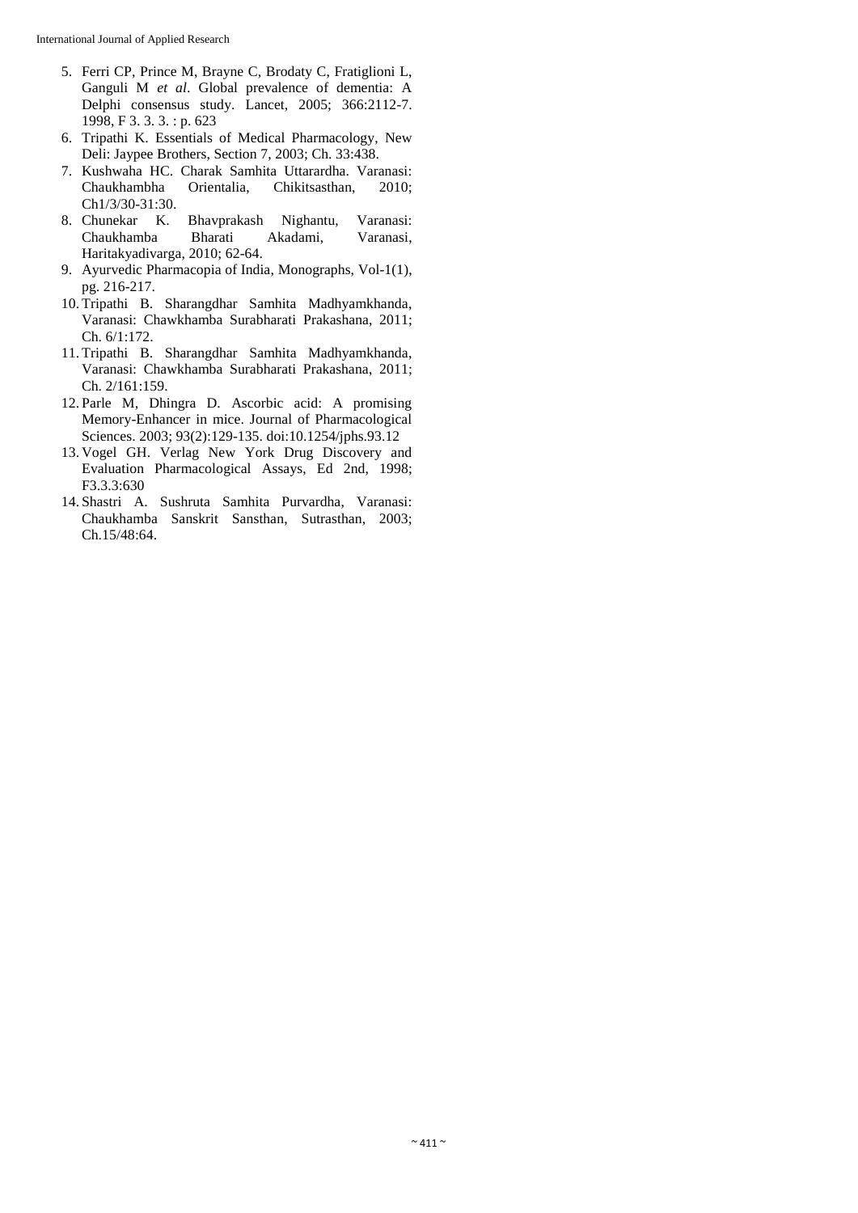5. Ferri CP, Prince M, Brayne C, Brodaty C, Fratiglioni L, Ganguli M *et al*. Global prevalence of dementia: A Delphi consensus study. Lancet, 2005; 366:2112-7. 1998, F 3. 3. 3. : p. 623
6. Tripathi K. Essentials of Medical Pharmacology, New Deli: Jaypee Brothers, Section 7, 2003; Ch. 33:438.
7. Kushwaha HC. Charak Samhita Uttarardha. Varanasi: Chaukhambha Orientalia, Chikitsasthan, 2010; Ch1/3/30-31:30.
8. Chunekar K. Bhavprakash Nighantu, Varanasi: Chaukhamba Bharati Akadami, Varanasi, Haritakyadivarga, 2010; 62-64.
9. Ayurvedic Pharmacopia of India, Monographs, Vol-1(1), pg. 216-217.
10. Tripathi B. Sharangdhar Samhita Madhyamkhanda, Varanasi: Chawkhamba Surabharati Prakashana, 2011; Ch. 6/1:172.
11. Tripathi B. Sharangdhar Samhita Madhyamkhanda, Varanasi: Chawkhamba Surabharati Prakashana, 2011; Ch. 2/161:159.
12. Parle M, Dhingra D. Ascorbic acid: A promising Memory-Enhancer in mice. Journal of Pharmacological Sciences. 2003; 93(2):129-135. doi:10.1254/jphs.93.12
13. Vogel GH. Verlag New York Drug Discovery and Evaluation Pharmacological Assays, Ed 2nd, 1998; F3.3.3:630
14. Shastri A. Sushruta Samhita Purvardha, Varanasi: Chaukhamba Sanskrit Sansthan, Sutrasthan, 2003; Ch.15/48:64.